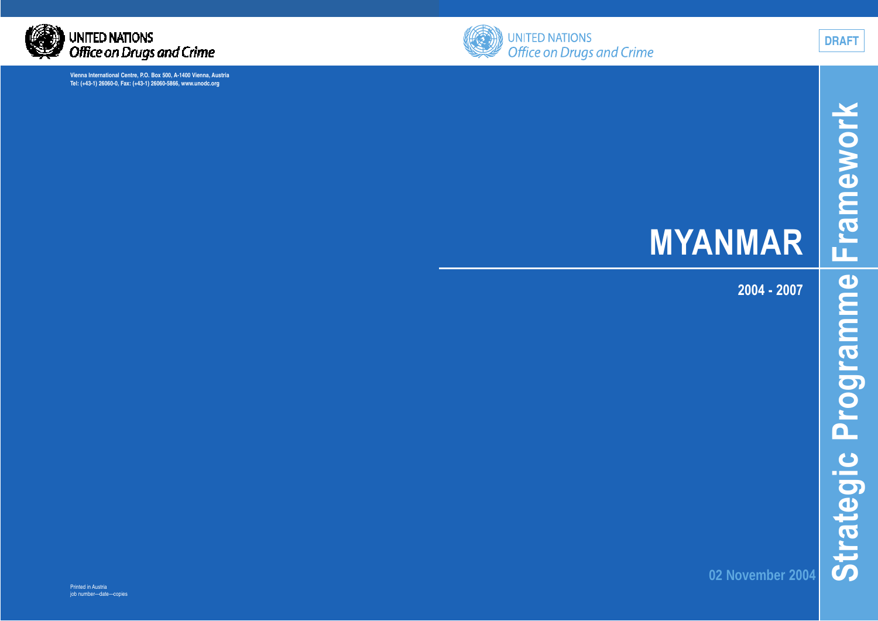UNITED NATIONS
*Office on Drugs and Crime*

Vienna International Centre, P.O. Box 500, A-1400 Vienna, Austria
Tel: (+43-1) 26060-0, Fax: (+43-1) 26060-5866, www.unodc.org

Printed in Austria
job number—date—copies

UNITED NATIONS
*Office on Drugs and Crime*

DRAFT

# MYANMAR

**2004 - 2007**

# Strategic Programme Framework

02 November 2004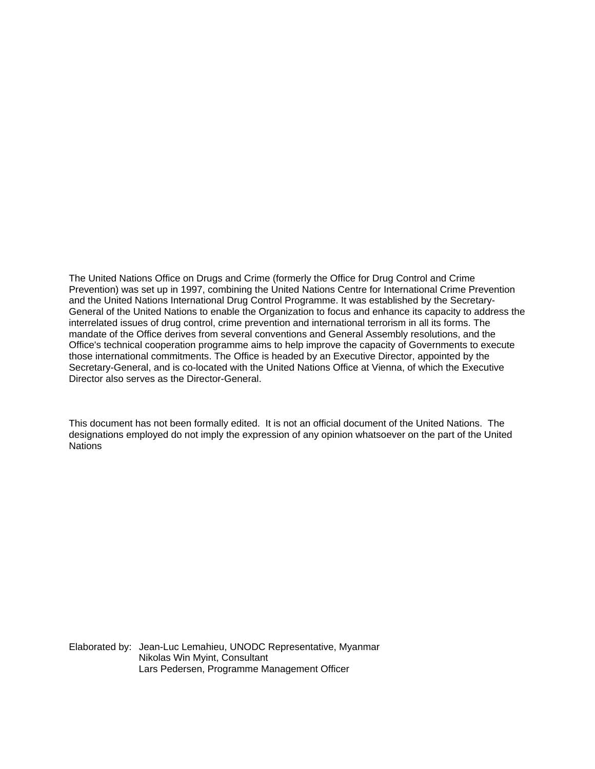The United Nations Office on Drugs and Crime (formerly the Office for Drug Control and Crime Prevention) was set up in 1997, combining the United Nations Centre for International Crime Prevention and the United Nations International Drug Control Programme. It was established by the Secretary-General of the United Nations to enable the Organization to focus and enhance its capacity to address the interrelated issues of drug control, crime prevention and international terrorism in all its forms. The mandate of the Office derives from several conventions and General Assembly resolutions, and the Office's technical cooperation programme aims to help improve the capacity of Governments to execute those international commitments. The Office is headed by an Executive Director, appointed by the Secretary-General, and is co-located with the United Nations Office at Vienna, of which the Executive Director also serves as the Director-General.

This document has not been formally edited. It is not an official document of the United Nations. The designations employed do not imply the expression of any opinion whatsoever on the part of the United Nations

Elaborated by: Jean-Luc Lemahieu, UNODC Representative, Myanmar
Nikolas Win Myint, Consultant
Lars Pedersen, Programme Management Officer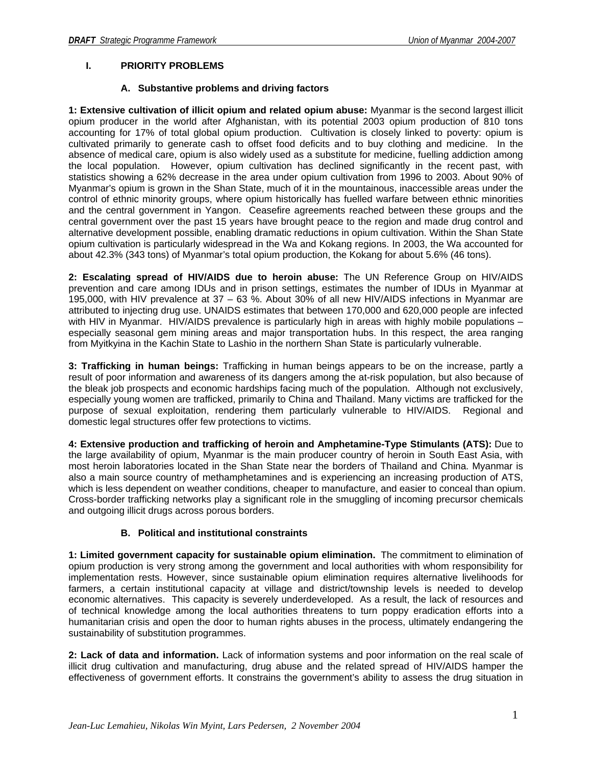## I. PRIORITY PROBLEMS

### A. Substantive problems and driving factors

**1: Extensive cultivation of illicit opium and related opium abuse:** Myanmar is the second largest illicit opium producer in the world after Afghanistan, with its potential 2003 opium production of 810 tons accounting for 17% of total global opium production. Cultivation is closely linked to poverty: opium is cultivated primarily to generate cash to offset food deficits and to buy clothing and medicine. In the absence of medical care, opium is also widely used as a substitute for medicine, fuelling addiction among the local population. However, opium cultivation has declined significantly in the recent past, with statistics showing a 62% decrease in the area under opium cultivation from 1996 to 2003. About 90% of Myanmar's opium is grown in the Shan State, much of it in the mountainous, inaccessible areas under the control of ethnic minority groups, where opium historically has fuelled warfare between ethnic minorities and the central government in Yangon. Ceasefire agreements reached between these groups and the central government over the past 15 years have brought peace to the region and made drug control and alternative development possible, enabling dramatic reductions in opium cultivation. Within the Shan State opium cultivation is particularly widespread in the Wa and Kokang regions. In 2003, the Wa accounted for about 42.3% (343 tons) of Myanmar's total opium production, the Kokang for about 5.6% (46 tons).

**2: Escalating spread of HIV/AIDS due to heroin abuse:** The UN Reference Group on HIV/AIDS prevention and care among IDUs and in prison settings, estimates the number of IDUs in Myanmar at 195,000, with HIV prevalence at 37 – 63 %. About 30% of all new HIV/AIDS infections in Myanmar are attributed to injecting drug use. UNAIDS estimates that between 170,000 and 620,000 people are infected with HIV in Myanmar. HIV/AIDS prevalence is particularly high in areas with highly mobile populations – especially seasonal gem mining areas and major transportation hubs. In this respect, the area ranging from Myitkyina in the Kachin State to Lashio in the northern Shan State is particularly vulnerable.

**3: Trafficking in human beings:** Trafficking in human beings appears to be on the increase, partly a result of poor information and awareness of its dangers among the at-risk population, but also because of the bleak job prospects and economic hardships facing much of the population. Although not exclusively, especially young women are trafficked, primarily to China and Thailand. Many victims are trafficked for the purpose of sexual exploitation, rendering them particularly vulnerable to HIV/AIDS. Regional and domestic legal structures offer few protections to victims.

**4: Extensive production and trafficking of heroin and Amphetamine-Type Stimulants (ATS):** Due to the large availability of opium, Myanmar is the main producer country of heroin in South East Asia, with most heroin laboratories located in the Shan State near the borders of Thailand and China. Myanmar is also a main source country of methamphetamines and is experiencing an increasing production of ATS, which is less dependent on weather conditions, cheaper to manufacture, and easier to conceal than opium. Cross-border trafficking networks play a significant role in the smuggling of incoming precursor chemicals and outgoing illicit drugs across porous borders.

### B. Political and institutional constraints

**1: Limited government capacity for sustainable opium elimination.** The commitment to elimination of opium production is very strong among the government and local authorities with whom responsibility for implementation rests. However, since sustainable opium elimination requires alternative livelihoods for farmers, a certain institutional capacity at village and district/township levels is needed to develop economic alternatives. This capacity is severely underdeveloped. As a result, the lack of resources and of technical knowledge among the local authorities threatens to turn poppy eradication efforts into a humanitarian crisis and open the door to human rights abuses in the process, ultimately endangering the sustainability of substitution programmes.

**2: Lack of data and information.** Lack of information systems and poor information on the real scale of illicit drug cultivation and manufacturing, drug abuse and the related spread of HIV/AIDS hamper the effectiveness of government efforts. It constrains the government's ability to assess the drug situation in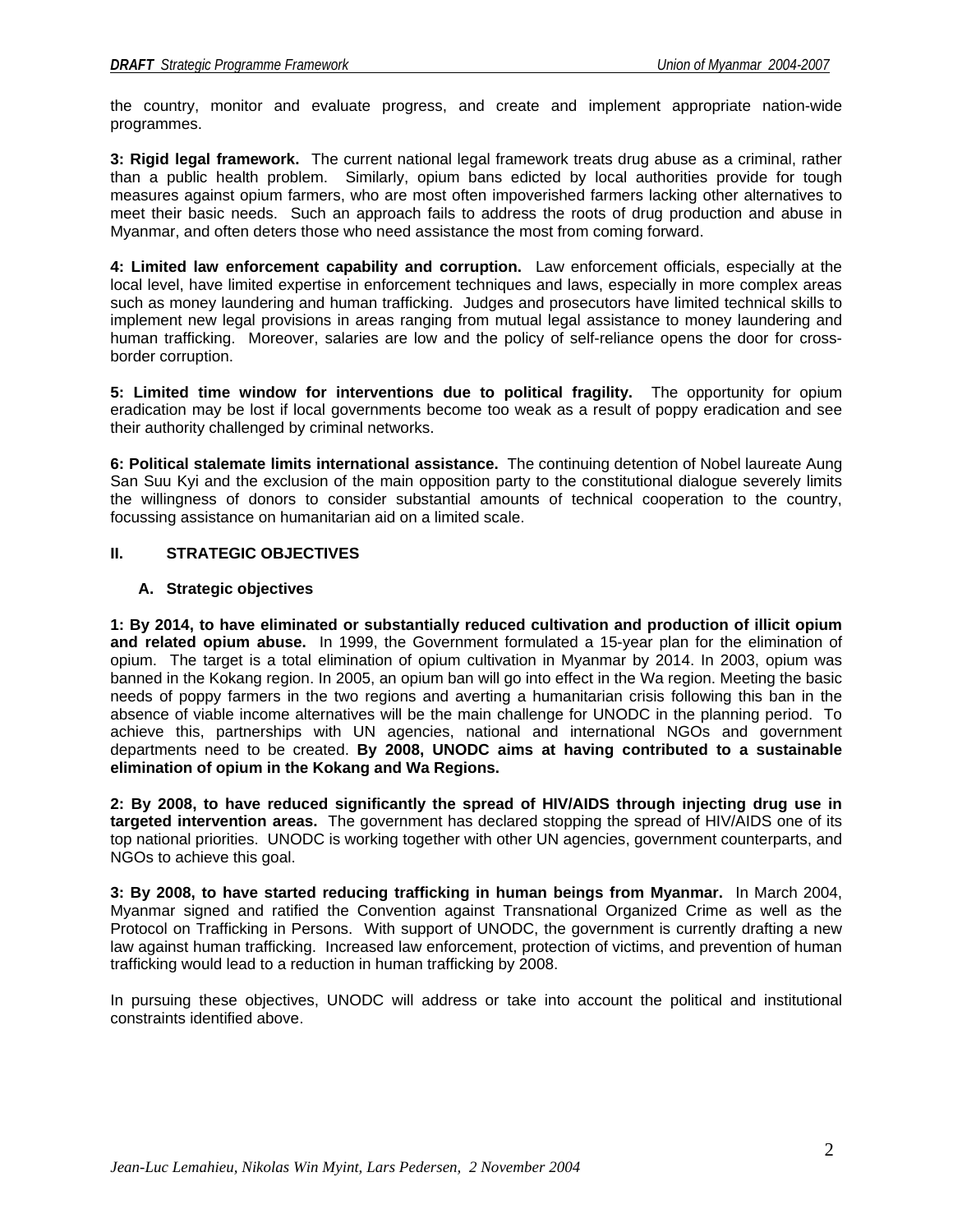the country, monitor and evaluate progress, and create and implement appropriate nation-wide programmes.

**3: Rigid legal framework.** The current national legal framework treats drug abuse as a criminal, rather than a public health problem. Similarly, opium bans edicted by local authorities provide for tough measures against opium farmers, who are most often impoverished farmers lacking other alternatives to meet their basic needs. Such an approach fails to address the roots of drug production and abuse in Myanmar, and often deters those who need assistance the most from coming forward.

**4: Limited law enforcement capability and corruption.** Law enforcement officials, especially at the local level, have limited expertise in enforcement techniques and laws, especially in more complex areas such as money laundering and human trafficking. Judges and prosecutors have limited technical skills to implement new legal provisions in areas ranging from mutual legal assistance to money laundering and human trafficking. Moreover, salaries are low and the policy of self-reliance opens the door for cross-border corruption.

**5: Limited time window for interventions due to political fragility.** The opportunity for opium eradication may be lost if local governments become too weak as a result of poppy eradication and see their authority challenged by criminal networks.

**6: Political stalemate limits international assistance.** The continuing detention of Nobel laureate Aung San Suu Kyi and the exclusion of the main opposition party to the constitutional dialogue severely limits the willingness of donors to consider substantial amounts of technical cooperation to the country, focussing assistance on humanitarian aid on a limited scale.

## II. STRATEGIC OBJECTIVES

### A. Strategic objectives

**1: By 2014, to have eliminated or substantially reduced cultivation and production of illicit opium and related opium abuse.** In 1999, the Government formulated a 15-year plan for the elimination of opium. The target is a total elimination of opium cultivation in Myanmar by 2014. In 2003, opium was banned in the Kokang region. In 2005, an opium ban will go into effect in the Wa region. Meeting the basic needs of poppy farmers in the two regions and averting a humanitarian crisis following this ban in the absence of viable income alternatives will be the main challenge for UNODC in the planning period. To achieve this, partnerships with UN agencies, national and international NGOs and government departments need to be created. **By 2008, UNODC aims at having contributed to a sustainable elimination of opium in the Kokang and Wa Regions.**

**2: By 2008, to have reduced significantly the spread of HIV/AIDS through injecting drug use in targeted intervention areas.** The government has declared stopping the spread of HIV/AIDS one of its top national priorities. UNODC is working together with other UN agencies, government counterparts, and NGOs to achieve this goal.

**3: By 2008, to have started reducing trafficking in human beings from Myanmar.** In March 2004, Myanmar signed and ratified the Convention against Transnational Organized Crime as well as the Protocol on Trafficking in Persons. With support of UNODC, the government is currently drafting a new law against human trafficking. Increased law enforcement, protection of victims, and prevention of human trafficking would lead to a reduction in human trafficking by 2008.

In pursuing these objectives, UNODC will address or take into account the political and institutional constraints identified above.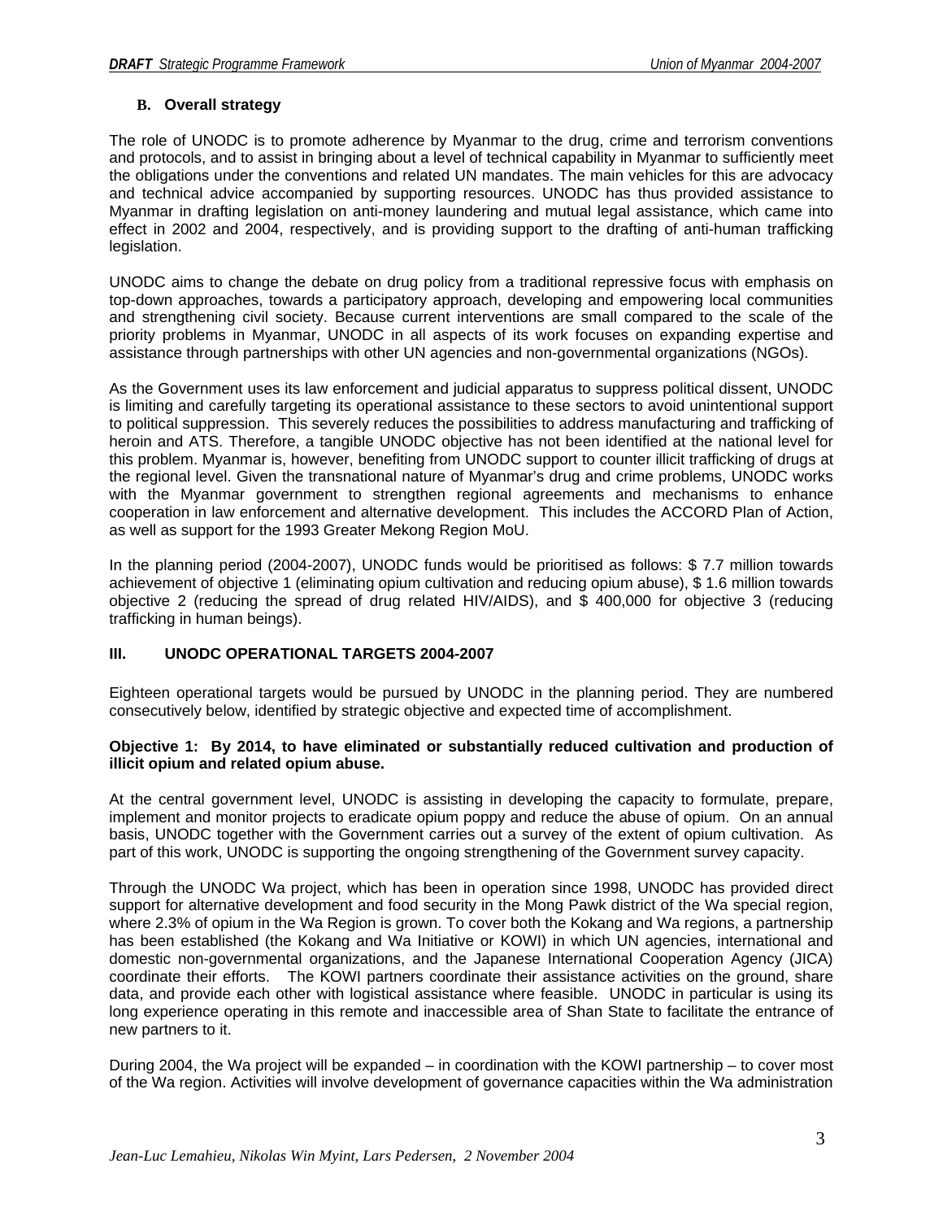### B. Overall strategy

The role of UNODC is to promote adherence by Myanmar to the drug, crime and terrorism conventions and protocols, and to assist in bringing about a level of technical capability in Myanmar to sufficiently meet the obligations under the conventions and related UN mandates. The main vehicles for this are advocacy and technical advice accompanied by supporting resources. UNODC has thus provided assistance to Myanmar in drafting legislation on anti-money laundering and mutual legal assistance, which came into effect in 2002 and 2004, respectively, and is providing support to the drafting of anti-human trafficking legislation.

UNODC aims to change the debate on drug policy from a traditional repressive focus with emphasis on top-down approaches, towards a participatory approach, developing and empowering local communities and strengthening civil society. Because current interventions are small compared to the scale of the priority problems in Myanmar, UNODC in all aspects of its work focuses on expanding expertise and assistance through partnerships with other UN agencies and non-governmental organizations (NGOs).

As the Government uses its law enforcement and judicial apparatus to suppress political dissent, UNODC is limiting and carefully targeting its operational assistance to these sectors to avoid unintentional support to political suppression. This severely reduces the possibilities to address manufacturing and trafficking of heroin and ATS. Therefore, a tangible UNODC objective has not been identified at the national level for this problem. Myanmar is, however, benefiting from UNODC support to counter illicit trafficking of drugs at the regional level. Given the transnational nature of Myanmar's drug and crime problems, UNODC works with the Myanmar government to strengthen regional agreements and mechanisms to enhance cooperation in law enforcement and alternative development. This includes the ACCORD Plan of Action, as well as support for the 1993 Greater Mekong Region MoU.

In the planning period (2004-2007), UNODC funds would be prioritised as follows: $ 7.7 million towards achievement of objective 1 (eliminating opium cultivation and reducing opium abuse), $ 1.6 million towards objective 2 (reducing the spread of drug related HIV/AIDS), and $ 400,000 for objective 3 (reducing trafficking in human beings).

## III. UNODC OPERATIONAL TARGETS 2004-2007

Eighteen operational targets would be pursued by UNODC in the planning period. They are numbered consecutively below, identified by strategic objective and expected time of accomplishment.

**Objective 1: By 2014, to have eliminated or substantially reduced cultivation and production of illicit opium and related opium abuse.**

At the central government level, UNODC is assisting in developing the capacity to formulate, prepare, implement and monitor projects to eradicate opium poppy and reduce the abuse of opium. On an annual basis, UNODC together with the Government carries out a survey of the extent of opium cultivation. As part of this work, UNODC is supporting the ongoing strengthening of the Government survey capacity.

Through the UNODC Wa project, which has been in operation since 1998, UNODC has provided direct support for alternative development and food security in the Mong Pawk district of the Wa special region, where 2.3% of opium in the Wa Region is grown. To cover both the Kokang and Wa regions, a partnership has been established (the Kokang and Wa Initiative or KOWI) in which UN agencies, international and domestic non-governmental organizations, and the Japanese International Cooperation Agency (JICA) coordinate their efforts. The KOWI partners coordinate their assistance activities on the ground, share data, and provide each other with logistical assistance where feasible. UNODC in particular is using its long experience operating in this remote and inaccessible area of Shan State to facilitate the entrance of new partners to it.

During 2004, the Wa project will be expanded – in coordination with the KOWI partnership – to cover most of the Wa region. Activities will involve development of governance capacities within the Wa administration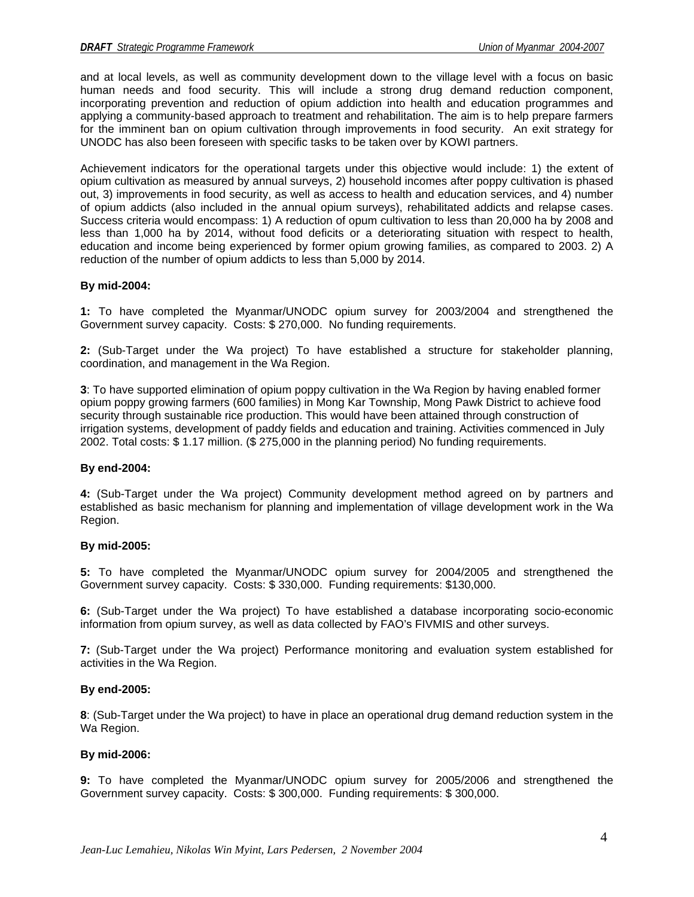and at local levels, as well as community development down to the village level with a focus on basic human needs and food security. This will include a strong drug demand reduction component, incorporating prevention and reduction of opium addiction into health and education programmes and applying a community-based approach to treatment and rehabilitation. The aim is to help prepare farmers for the imminent ban on opium cultivation through improvements in food security. An exit strategy for UNODC has also been foreseen with specific tasks to be taken over by KOWI partners.

Achievement indicators for the operational targets under this objective would include: 1) the extent of opium cultivation as measured by annual surveys, 2) household incomes after poppy cultivation is phased out, 3) improvements in food security, as well as access to health and education services, and 4) number of opium addicts (also included in the annual opium surveys), rehabilitated addicts and relapse cases. Success criteria would encompass: 1) A reduction of opum cultivation to less than 20,000 ha by 2008 and less than 1,000 ha by 2014, without food deficits or a deteriorating situation with respect to health, education and income being experienced by former opium growing families, as compared to 2003. 2) A reduction of the number of opium addicts to less than 5,000 by 2014.

**By mid-2004:**

**1:** To have completed the Myanmar/UNODC opium survey for 2003/2004 and strengthened the Government survey capacity. Costs: $ 270,000. No funding requirements.

**2:** (Sub-Target under the Wa project) To have established a structure for stakeholder planning, coordination, and management in the Wa Region.

**3**: To have supported elimination of opium poppy cultivation in the Wa Region by having enabled former opium poppy growing farmers (600 families) in Mong Kar Township, Mong Pawk District to achieve food security through sustainable rice production. This would have been attained through construction of irrigation systems, development of paddy fields and education and training. Activities commenced in July 2002. Total costs: $ 1.17 million. ($ 275,000 in the planning period) No funding requirements.

**By end-2004:**

**4:** (Sub-Target under the Wa project) Community development method agreed on by partners and established as basic mechanism for planning and implementation of village development work in the Wa Region.

**By mid-2005:**

**5:** To have completed the Myanmar/UNODC opium survey for 2004/2005 and strengthened the Government survey capacity. Costs: $ 330,000. Funding requirements: $130,000.

**6:** (Sub-Target under the Wa project) To have established a database incorporating socio-economic information from opium survey, as well as data collected by FAO's FIVMIS and other surveys.

**7:** (Sub-Target under the Wa project) Performance monitoring and evaluation system established for activities in the Wa Region.

**By end-2005:**

**8**: (Sub-Target under the Wa project) to have in place an operational drug demand reduction system in the Wa Region.

**By mid-2006:**

**9:** To have completed the Myanmar/UNODC opium survey for 2005/2006 and strengthened the Government survey capacity. Costs: $ 300,000. Funding requirements: $ 300,000.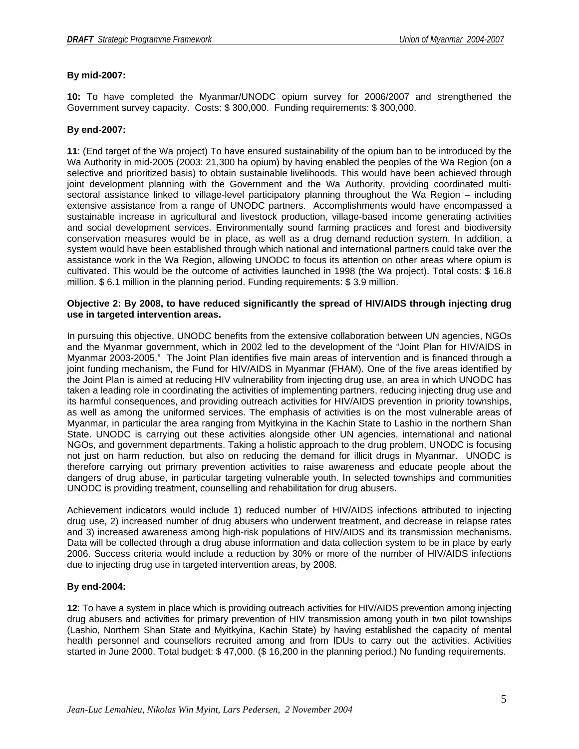**By mid-2007:**

**10:** To have completed the Myanmar/UNODC opium survey for 2006/2007 and strengthened the Government survey capacity. Costs: $ 300,000. Funding requirements: $ 300,000.

**By end-2007:**

**11**: (End target of the Wa project) To have ensured sustainability of the opium ban to be introduced by the Wa Authority in mid-2005 (2003: 21,300 ha opium) by having enabled the peoples of the Wa Region (on a selective and prioritized basis) to obtain sustainable livelihoods. This would have been achieved through joint development planning with the Government and the Wa Authority, providing coordinated multi-sectoral assistance linked to village-level participatory planning throughout the Wa Region – including extensive assistance from a range of UNODC partners. Accomplishments would have encompassed a sustainable increase in agricultural and livestock production, village-based income generating activities and social development services. Environmentally sound farming practices and forest and biodiversity conservation measures would be in place, as well as a drug demand reduction system. In addition, a system would have been established through which national and international partners could take over the assistance work in the Wa Region, allowing UNODC to focus its attention on other areas where opium is cultivated. This would be the outcome of activities launched in 1998 (the Wa project). Total costs: $ 16.8 million. $ 6.1 million in the planning period. Funding requirements: $ 3.9 million.

**Objective 2: By 2008, to have reduced significantly the spread of HIV/AIDS through injecting drug use in targeted intervention areas.**

In pursuing this objective, UNODC benefits from the extensive collaboration between UN agencies, NGOs and the Myanmar government, which in 2002 led to the development of the "Joint Plan for HIV/AIDS in Myanmar 2003-2005." The Joint Plan identifies five main areas of intervention and is financed through a joint funding mechanism, the Fund for HIV/AIDS in Myanmar (FHAM). One of the five areas identified by the Joint Plan is aimed at reducing HIV vulnerability from injecting drug use, an area in which UNODC has taken a leading role in coordinating the activities of implementing partners, reducing injecting drug use and its harmful consequences, and providing outreach activities for HIV/AIDS prevention in priority townships, as well as among the uniformed services. The emphasis of activities is on the most vulnerable areas of Myanmar, in particular the area ranging from Myitkyina in the Kachin State to Lashio in the northern Shan State. UNODC is carrying out these activities alongside other UN agencies, international and national NGOs, and government departments. Taking a holistic approach to the drug problem, UNODC is focusing not just on harm reduction, but also on reducing the demand for illicit drugs in Myanmar. UNODC is therefore carrying out primary prevention activities to raise awareness and educate people about the dangers of drug abuse, in particular targeting vulnerable youth. In selected townships and communities UNODC is providing treatment, counselling and rehabilitation for drug abusers.

Achievement indicators would include 1) reduced number of HIV/AIDS infections attributed to injecting drug use, 2) increased number of drug abusers who underwent treatment, and decrease in relapse rates and 3) increased awareness among high-risk populations of HIV/AIDS and its transmission mechanisms. Data will be collected through a drug abuse information and data collection system to be in place by early 2006. Success criteria would include a reduction by 30% or more of the number of HIV/AIDS infections due to injecting drug use in targeted intervention areas, by 2008.

**By end-2004:**

**12**: To have a system in place which is providing outreach activities for HIV/AIDS prevention among injecting drug abusers and activities for primary prevention of HIV transmission among youth in two pilot townships (Lashio, Northern Shan State and Myitkyina, Kachin State) by having established the capacity of mental health personnel and counsellors recruited among and from IDUs to carry out the activities. Activities started in June 2000. Total budget: $ 47,000. ($ 16,200 in the planning period.) No funding requirements.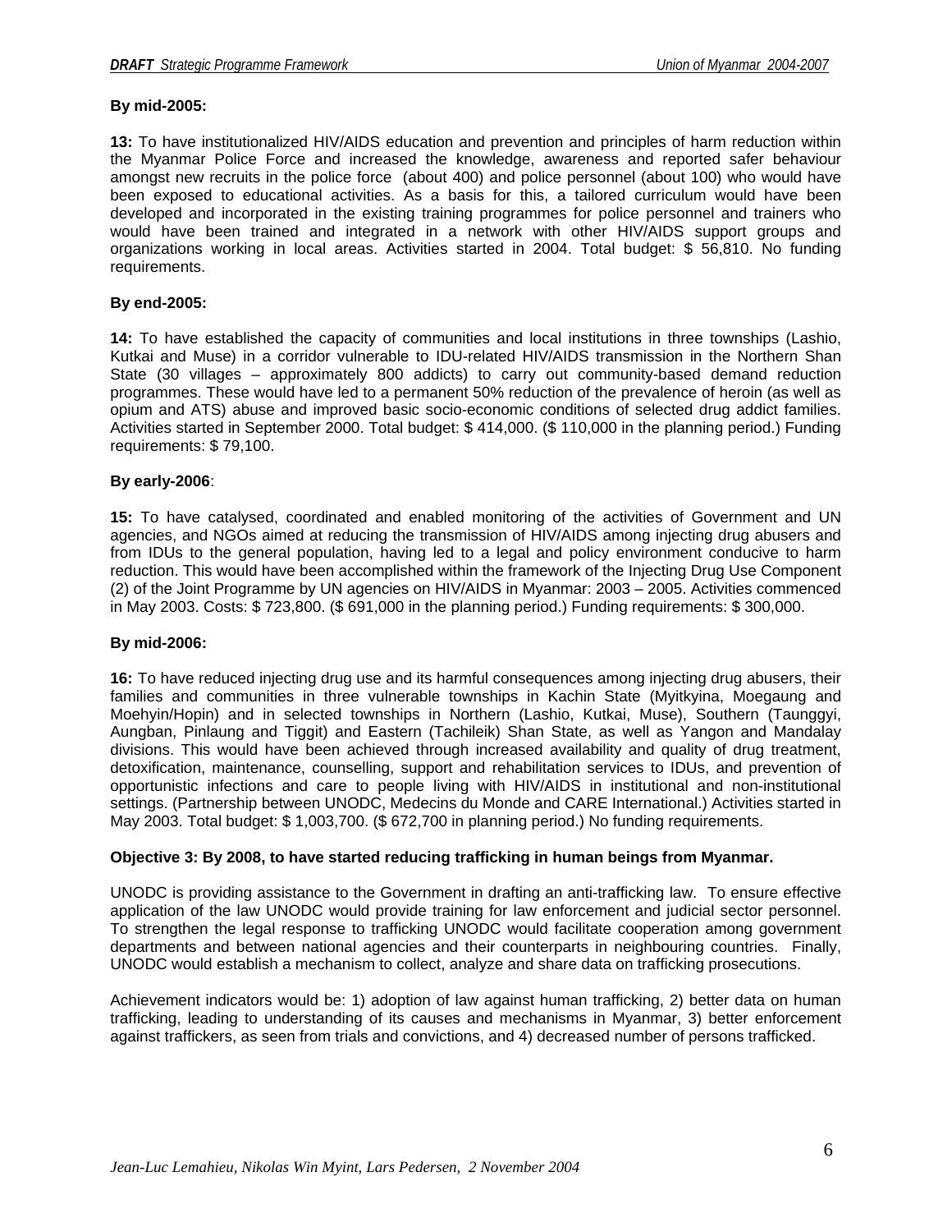**By mid-2005:**

**13:** To have institutionalized HIV/AIDS education and prevention and principles of harm reduction within the Myanmar Police Force and increased the knowledge, awareness and reported safer behaviour amongst new recruits in the police force (about 400) and police personnel (about 100) who would have been exposed to educational activities. As a basis for this, a tailored curriculum would have been developed and incorporated in the existing training programmes for police personnel and trainers who would have been trained and integrated in a network with other HIV/AIDS support groups and organizations working in local areas. Activities started in 2004. Total budget: $ 56,810. No funding requirements.

**By end-2005:**

**14:** To have established the capacity of communities and local institutions in three townships (Lashio, Kutkai and Muse) in a corridor vulnerable to IDU-related HIV/AIDS transmission in the Northern Shan State (30 villages – approximately 800 addicts) to carry out community-based demand reduction programmes. These would have led to a permanent 50% reduction of the prevalence of heroin (as well as opium and ATS) abuse and improved basic socio-economic conditions of selected drug addict families. Activities started in September 2000. Total budget: $ 414,000. ($ 110,000 in the planning period.) Funding requirements: $ 79,100.

**By early-2006**:

**15:** To have catalysed, coordinated and enabled monitoring of the activities of Government and UN agencies, and NGOs aimed at reducing the transmission of HIV/AIDS among injecting drug abusers and from IDUs to the general population, having led to a legal and policy environment conducive to harm reduction. This would have been accomplished within the framework of the Injecting Drug Use Component (2) of the Joint Programme by UN agencies on HIV/AIDS in Myanmar: 2003 – 2005. Activities commenced in May 2003. Costs: $ 723,800. ($ 691,000 in the planning period.) Funding requirements: $ 300,000.

**By mid-2006:**

**16:** To have reduced injecting drug use and its harmful consequences among injecting drug abusers, their families and communities in three vulnerable townships in Kachin State (Myitkyina, Moegaung and Moehyin/Hopin) and in selected townships in Northern (Lashio, Kutkai, Muse), Southern (Taunggyi, Aungban, Pinlaung and Tiggit) and Eastern (Tachileik) Shan State, as well as Yangon and Mandalay divisions. This would have been achieved through increased availability and quality of drug treatment, detoxification, maintenance, counselling, support and rehabilitation services to IDUs, and prevention of opportunistic infections and care to people living with HIV/AIDS in institutional and non-institutional settings. (Partnership between UNODC, Medecins du Monde and CARE International.) Activities started in May 2003. Total budget: $ 1,003,700. ($ 672,700 in planning period.) No funding requirements.

**Objective 3: By 2008, to have started reducing trafficking in human beings from Myanmar.**

UNODC is providing assistance to the Government in drafting an anti-trafficking law. To ensure effective application of the law UNODC would provide training for law enforcement and judicial sector personnel. To strengthen the legal response to trafficking UNODC would facilitate cooperation among government departments and between national agencies and their counterparts in neighbouring countries. Finally, UNODC would establish a mechanism to collect, analyze and share data on trafficking prosecutions.

Achievement indicators would be: 1) adoption of law against human trafficking, 2) better data on human trafficking, leading to understanding of its causes and mechanisms in Myanmar, 3) better enforcement against traffickers, as seen from trials and convictions, and 4) decreased number of persons trafficked.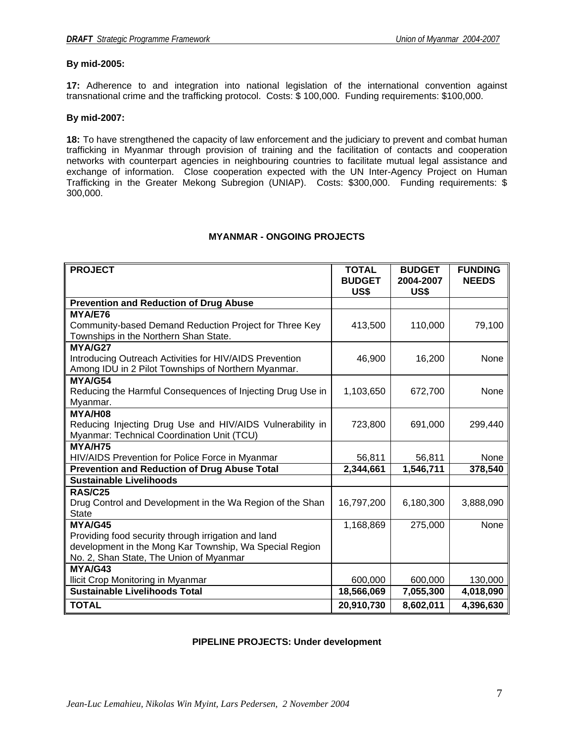**By mid-2005:**

**17:** Adherence to and integration into national legislation of the international convention against transnational crime and the trafficking protocol. Costs: $ 100,000. Funding requirements: $100,000.

**By mid-2007:**

**18:** To have strengthened the capacity of law enforcement and the judiciary to prevent and combat human trafficking in Myanmar through provision of training and the facilitation of contacts and cooperation networks with counterpart agencies in neighbouring countries to facilitate mutual legal assistance and exchange of information. Close cooperation expected with the UN Inter-Agency Project on Human Trafficking in the Greater Mekong Subregion (UNIAP). Costs: $300,000. Funding requirements: $ 300,000.

## MYANMAR - ONGOING PROJECTS

| PROJECT | TOTAL BUDGET US$ | BUDGET 2004-2007 US$ | FUNDING NEEDS |
|---|---|---|---|
| **Prevention and Reduction of Drug Abuse** | | | |
| **MYA/E76** Community-based Demand Reduction Project for Three Key Townships in the Northern Shan State. | 413,500 | 110,000 | 79,100 |
| **MYA/G27** Introducing Outreach Activities for HIV/AIDS Prevention Among IDU in 2 Pilot Townships of Northern Myanmar. | 46,900 | 16,200 | None |
| **MYA/G54** Reducing the Harmful Consequences of Injecting Drug Use in Myanmar. | 1,103,650 | 672,700 | None |
| **MYA/H08** Reducing Injecting Drug Use and HIV/AIDS Vulnerability in Myanmar: Technical Coordination Unit (TCU) | 723,800 | 691,000 | 299,440 |
| **MYA/H75** HIV/AIDS Prevention for Police Force in Myanmar | 56,811 | 56,811 | None |
| **Prevention and Reduction of Drug Abuse Total** | **2,344,661** | **1,546,711** | **378,540** |
| **Sustainable Livelihoods** | | | |
| **RAS/C25** Drug Control and Development in the Wa Region of the Shan State | 16,797,200 | 6,180,300 | 3,888,090 |
| **MYA/G45** Providing food security through irrigation and land development in the Mong Kar Township, Wa Special Region No. 2, Shan State, The Union of Myanmar | 1,168,869 | 275,000 | None |
| **MYA/G43** llicit Crop Monitoring in Myanmar | 600,000 | 600,000 | 130,000 |
| **Sustainable Livelihoods Total** | **18,566,069** | **7,055,300** | **4,018,090** |
| **TOTAL** | **20,910,730** | **8,602,011** | **4,396,630** |

**PIPELINE PROJECTS: Under development**

*Jean-Luc Lemahieu, Nikolas Win Myint, Lars Pedersen, 2 November 2004*